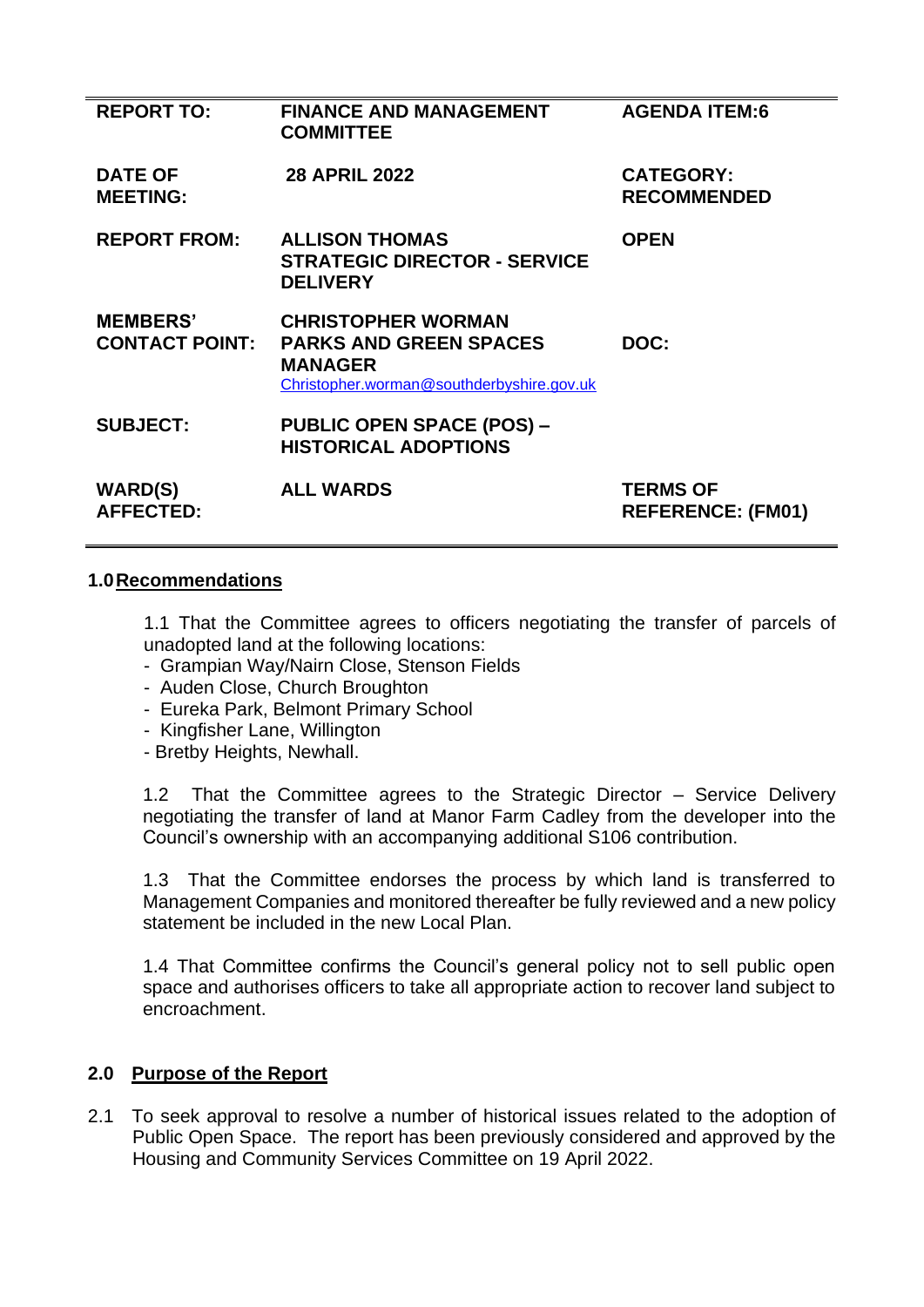| | | |
|---|---|---|
| **REPORT TO:** | **FINANCE AND MANAGEMENT COMMITTEE** | **AGENDA ITEM:6** |
| **DATE OF MEETING:** | **28 APRIL 2022** | **CATEGORY: RECOMMENDED** |
| **REPORT FROM:** | **ALLISON THOMAS STRATEGIC DIRECTOR - SERVICE DELIVERY** | **OPEN** |
| **MEMBERS' CONTACT POINT:** | **CHRISTOPHER WORMAN PARKS AND GREEN SPACES MANAGER** Christopher.worman@southderbyshire.gov.uk | **DOC:** |
| **SUBJECT:** | **PUBLIC OPEN SPACE (POS) – HISTORICAL ADOPTIONS** | |
| **WARD(S) AFFECTED:** | **ALL WARDS** | **TERMS OF REFERENCE: (FM01)** |

## 1.0 Recommendations

1.1 That the Committee agrees to officers negotiating the transfer of parcels of unadopted land at the following locations:

- Grampian Way/Nairn Close, Stenson Fields
- Auden Close, Church Broughton
- Eureka Park, Belmont Primary School
- Kingfisher Lane, Willington
- Bretby Heights, Newhall.

1.2 That the Committee agrees to the Strategic Director – Service Delivery negotiating the transfer of land at Manor Farm Cadley from the developer into the Council's ownership with an accompanying additional S106 contribution.

1.3 That the Committee endorses the process by which land is transferred to Management Companies and monitored thereafter be fully reviewed and a new policy statement be included in the new Local Plan.

1.4 That Committee confirms the Council's general policy not to sell public open space and authorises officers to take all appropriate action to recover land subject to encroachment.

## 2.0 Purpose of the Report

2.1 To seek approval to resolve a number of historical issues related to the adoption of Public Open Space. The report has been previously considered and approved by the Housing and Community Services Committee on 19 April 2022.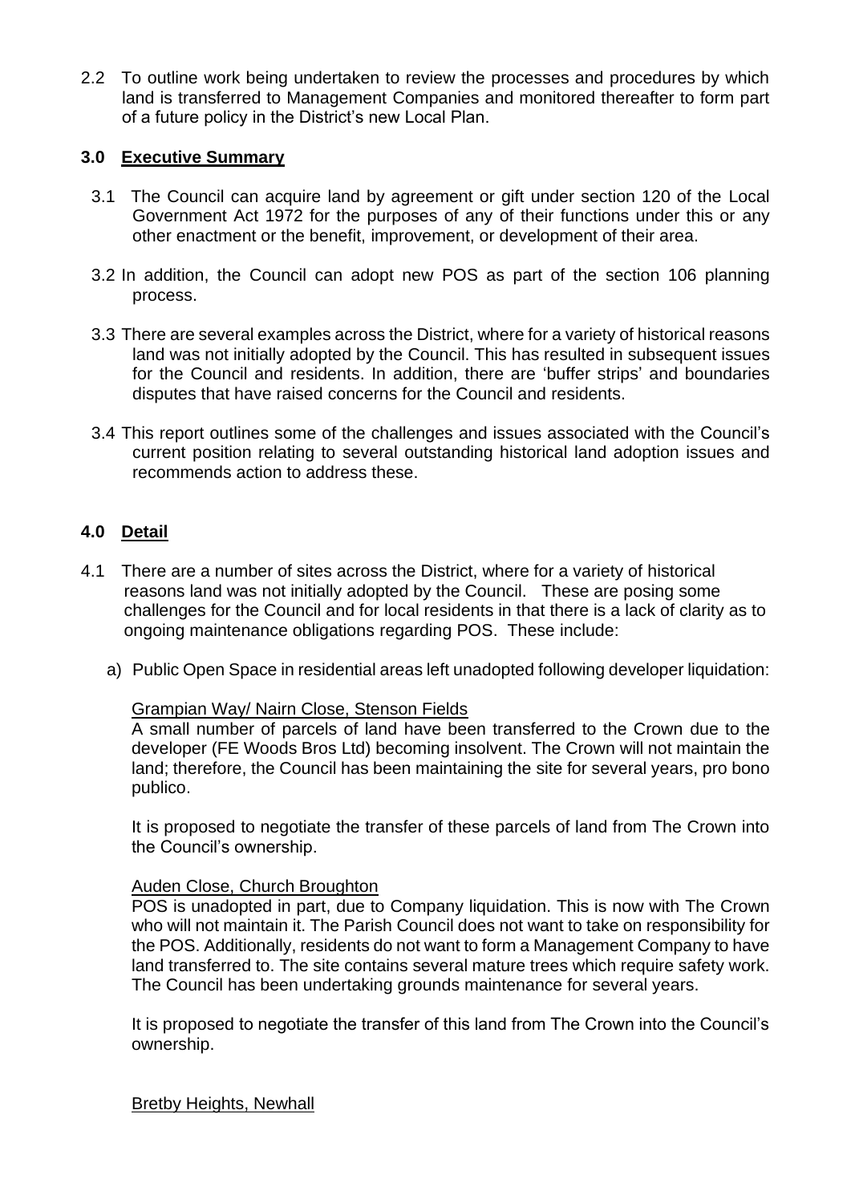2.2 To outline work being undertaken to review the processes and procedures by which land is transferred to Management Companies and monitored thereafter to form part of a future policy in the District's new Local Plan.

## 3.0 Executive Summary

3.1 The Council can acquire land by agreement or gift under section 120 of the Local Government Act 1972 for the purposes of any of their functions under this or any other enactment or the benefit, improvement, or development of their area.

3.2 In addition, the Council can adopt new POS as part of the section 106 planning process.

3.3 There are several examples across the District, where for a variety of historical reasons land was not initially adopted by the Council. This has resulted in subsequent issues for the Council and residents. In addition, there are 'buffer strips' and boundaries disputes that have raised concerns for the Council and residents.

3.4 This report outlines some of the challenges and issues associated with the Council's current position relating to several outstanding historical land adoption issues and recommends action to address these.

## 4.0 Detail

4.1 There are a number of sites across the District, where for a variety of historical reasons land was not initially adopted by the Council. These are posing some challenges for the Council and for local residents in that there is a lack of clarity as to ongoing maintenance obligations regarding POS. These include:

a) Public Open Space in residential areas left unadopted following developer liquidation:

Grampian Way/ Nairn Close, Stenson Fields

A small number of parcels of land have been transferred to the Crown due to the developer (FE Woods Bros Ltd) becoming insolvent. The Crown will not maintain the land; therefore, the Council has been maintaining the site for several years, pro bono publico.

It is proposed to negotiate the transfer of these parcels of land from The Crown into the Council's ownership.

Auden Close, Church Broughton

POS is unadopted in part, due to Company liquidation. This is now with The Crown who will not maintain it. The Parish Council does not want to take on responsibility for the POS. Additionally, residents do not want to form a Management Company to have land transferred to. The site contains several mature trees which require safety work. The Council has been undertaking grounds maintenance for several years.

It is proposed to negotiate the transfer of this land from The Crown into the Council's ownership.

Bretby Heights, Newhall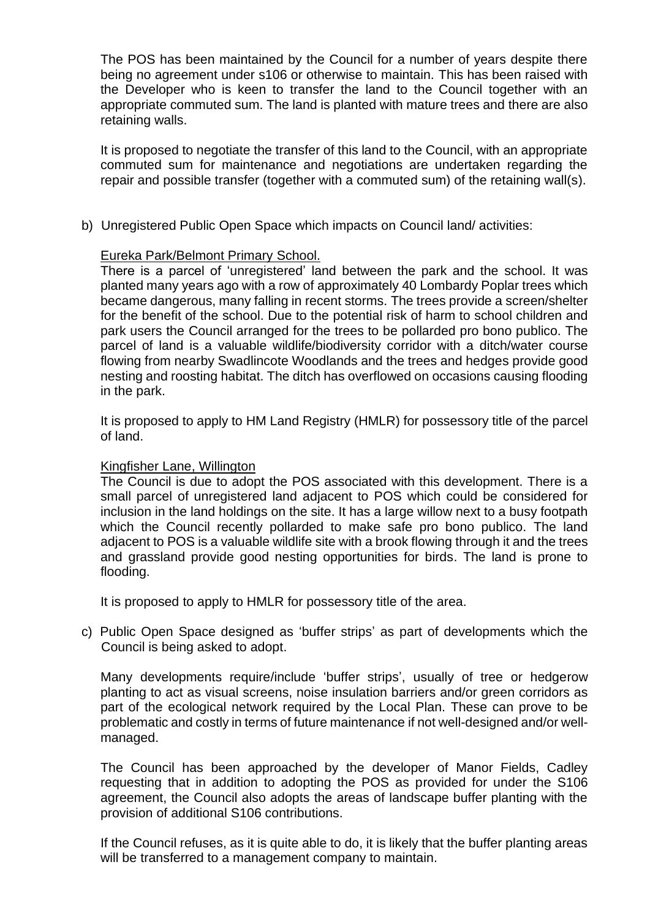The POS has been maintained by the Council for a number of years despite there being no agreement under s106 or otherwise to maintain. This has been raised with the Developer who is keen to transfer the land to the Council together with an appropriate commuted sum. The land is planted with mature trees and there are also retaining walls.

It is proposed to negotiate the transfer of this land to the Council, with an appropriate commuted sum for maintenance and negotiations are undertaken regarding the repair and possible transfer (together with a commuted sum) of the retaining wall(s).

b) Unregistered Public Open Space which impacts on Council land/ activities:

<u>Eureka Park/Belmont Primary School.</u>

There is a parcel of 'unregistered' land between the park and the school. It was planted many years ago with a row of approximately 40 Lombardy Poplar trees which became dangerous, many falling in recent storms. The trees provide a screen/shelter for the benefit of the school. Due to the potential risk of harm to school children and park users the Council arranged for the trees to be pollarded pro bono publico. The parcel of land is a valuable wildlife/biodiversity corridor with a ditch/water course flowing from nearby Swadlincote Woodlands and the trees and hedges provide good nesting and roosting habitat. The ditch has overflowed on occasions causing flooding in the park.

It is proposed to apply to HM Land Registry (HMLR) for possessory title of the parcel of land.

<u>Kingfisher Lane, Willington</u>

The Council is due to adopt the POS associated with this development. There is a small parcel of unregistered land adjacent to POS which could be considered for inclusion in the land holdings on the site. It has a large willow next to a busy footpath which the Council recently pollarded to make safe pro bono publico. The land adjacent to POS is a valuable wildlife site with a brook flowing through it and the trees and grassland provide good nesting opportunities for birds. The land is prone to flooding.

It is proposed to apply to HMLR for possessory title of the area.

c) Public Open Space designed as 'buffer strips' as part of developments which the Council is being asked to adopt.

Many developments require/include 'buffer strips', usually of tree or hedgerow planting to act as visual screens, noise insulation barriers and/or green corridors as part of the ecological network required by the Local Plan. These can prove to be problematic and costly in terms of future maintenance if not well-designed and/or well-managed.

The Council has been approached by the developer of Manor Fields, Cadley requesting that in addition to adopting the POS as provided for under the S106 agreement, the Council also adopts the areas of landscape buffer planting with the provision of additional S106 contributions.

If the Council refuses, as it is quite able to do, it is likely that the buffer planting areas will be transferred to a management company to maintain.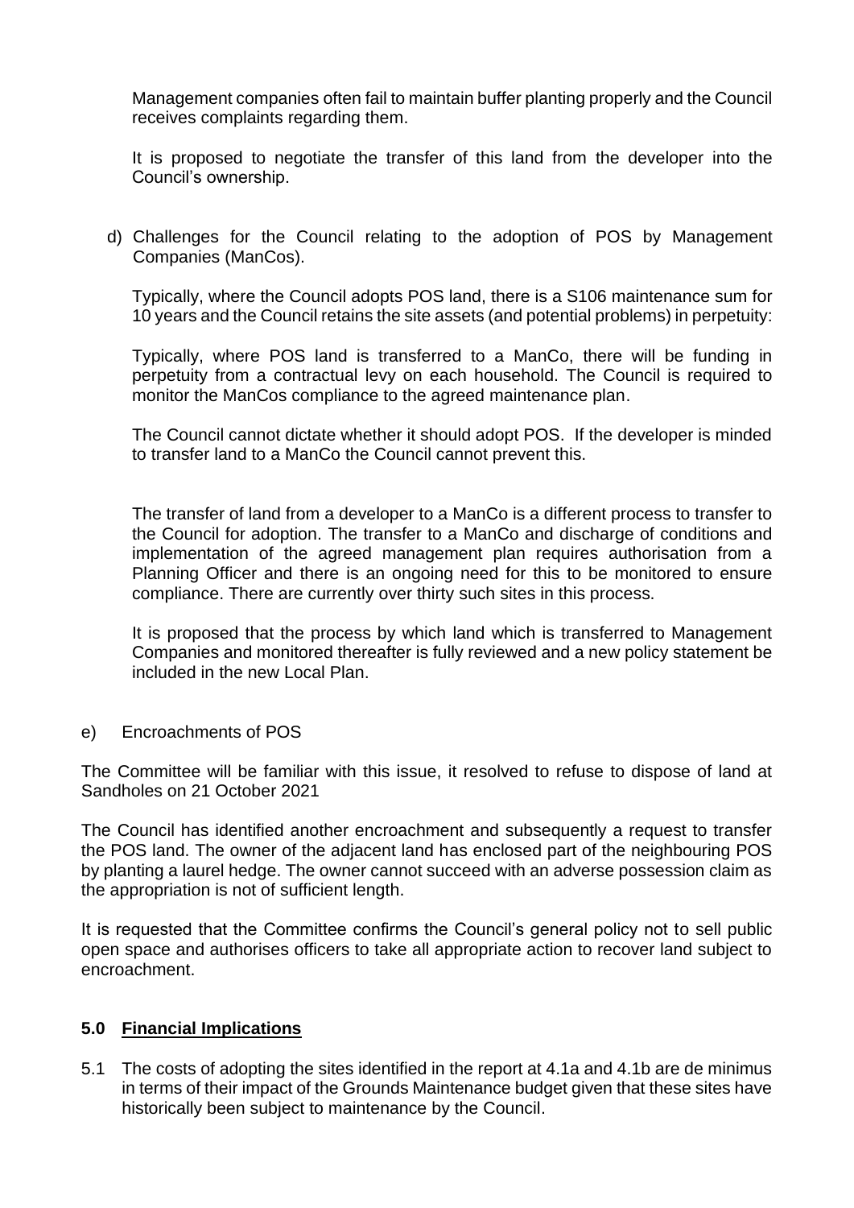Management companies often fail to maintain buffer planting properly and the Council receives complaints regarding them.

It is proposed to negotiate the transfer of this land from the developer into the Council's ownership.

d) Challenges for the Council relating to the adoption of POS by Management Companies (ManCos).

Typically, where the Council adopts POS land, there is a S106 maintenance sum for 10 years and the Council retains the site assets (and potential problems) in perpetuity:

Typically, where POS land is transferred to a ManCo, there will be funding in perpetuity from a contractual levy on each household. The Council is required to monitor the ManCos compliance to the agreed maintenance plan.

The Council cannot dictate whether it should adopt POS. If the developer is minded to transfer land to a ManCo the Council cannot prevent this.

The transfer of land from a developer to a ManCo is a different process to transfer to the Council for adoption. The transfer to a ManCo and discharge of conditions and implementation of the agreed management plan requires authorisation from a Planning Officer and there is an ongoing need for this to be monitored to ensure compliance. There are currently over thirty such sites in this process.

It is proposed that the process by which land which is transferred to Management Companies and monitored thereafter is fully reviewed and a new policy statement be included in the new Local Plan.

e) Encroachments of POS

The Committee will be familiar with this issue, it resolved to refuse to dispose of land at Sandholes on 21 October 2021

The Council has identified another encroachment and subsequently a request to transfer the POS land. The owner of the adjacent land has enclosed part of the neighbouring POS by planting a laurel hedge. The owner cannot succeed with an adverse possession claim as the appropriation is not of sufficient length.

It is requested that the Committee confirms the Council's general policy not to sell public open space and authorises officers to take all appropriate action to recover land subject to encroachment.

## 5.0 Financial Implications

5.1 The costs of adopting the sites identified in the report at 4.1a and 4.1b are de minimus in terms of their impact of the Grounds Maintenance budget given that these sites have historically been subject to maintenance by the Council.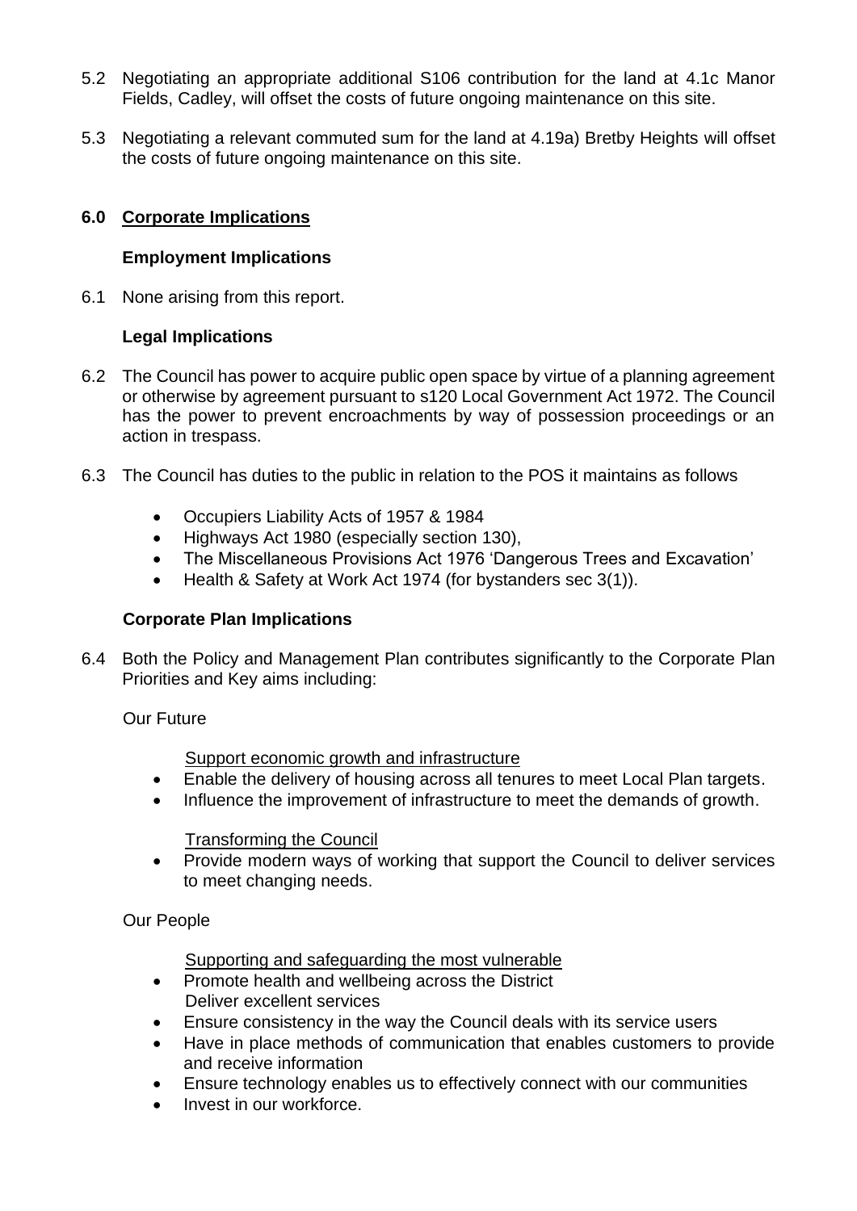5.2 Negotiating an appropriate additional S106 contribution for the land at 4.1c Manor Fields, Cadley, will offset the costs of future ongoing maintenance on this site.

5.3 Negotiating a relevant commuted sum for the land at 4.19a) Bretby Heights will offset the costs of future ongoing maintenance on this site.

## 6.0 Corporate Implications

### Employment Implications

6.1 None arising from this report.

### Legal Implications

6.2 The Council has power to acquire public open space by virtue of a planning agreement or otherwise by agreement pursuant to s120 Local Government Act 1972. The Council has the power to prevent encroachments by way of possession proceedings or an action in trespass.

6.3 The Council has duties to the public in relation to the POS it maintains as follows

- Occupiers Liability Acts of 1957 & 1984
- Highways Act 1980 (especially section 130),
- The Miscellaneous Provisions Act 1976 'Dangerous Trees and Excavation'
- Health & Safety at Work Act 1974 (for bystanders sec 3(1)).

### Corporate Plan Implications

6.4 Both the Policy and Management Plan contributes significantly to the Corporate Plan Priorities and Key aims including:

Our Future

Support economic growth and infrastructure

- Enable the delivery of housing across all tenures to meet Local Plan targets.
- Influence the improvement of infrastructure to meet the demands of growth.

Transforming the Council

- Provide modern ways of working that support the Council to deliver services to meet changing needs.

Our People

Supporting and safeguarding the most vulnerable

- Promote health and wellbeing across the District

Deliver excellent services

- Ensure consistency in the way the Council deals with its service users
- Have in place methods of communication that enables customers to provide and receive information
- Ensure technology enables us to effectively connect with our communities
- Invest in our workforce.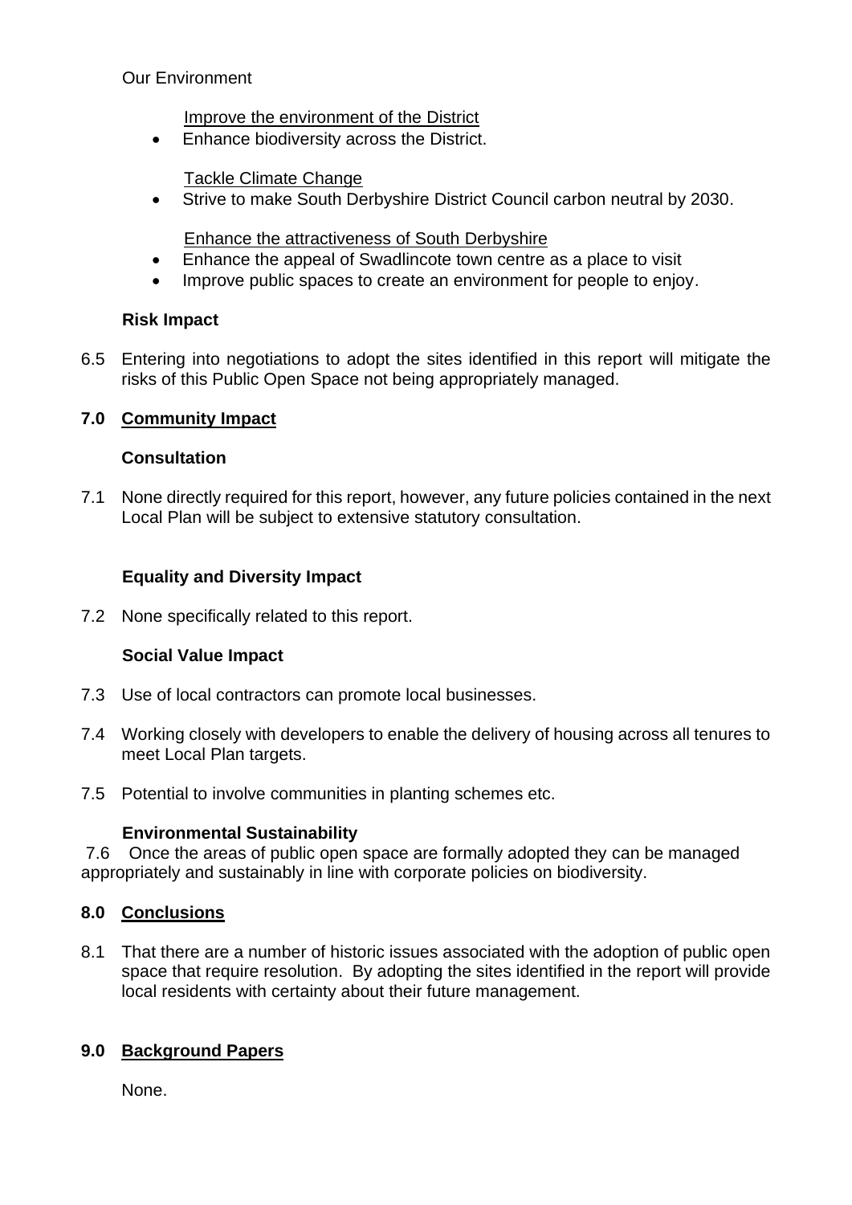Our Environment

Improve the environment of the District

- Enhance biodiversity across the District.

Tackle Climate Change

- Strive to make South Derbyshire District Council carbon neutral by 2030.

Enhance the attractiveness of South Derbyshire

- Enhance the appeal of Swadlincote town centre as a place to visit
- Improve public spaces to create an environment for people to enjoy.

**Risk Impact**

6.5 Entering into negotiations to adopt the sites identified in this report will mitigate the risks of this Public Open Space not being appropriately managed.

## 7.0 Community Impact

**Consultation**

7.1 None directly required for this report, however, any future policies contained in the next Local Plan will be subject to extensive statutory consultation.

**Equality and Diversity Impact**

7.2 None specifically related to this report.

**Social Value Impact**

7.3 Use of local contractors can promote local businesses.

7.4 Working closely with developers to enable the delivery of housing across all tenures to meet Local Plan targets.

7.5 Potential to involve communities in planting schemes etc.

**Environmental Sustainability**

7.6 Once the areas of public open space are formally adopted they can be managed appropriately and sustainably in line with corporate policies on biodiversity.

## 8.0 Conclusions

8.1 That there are a number of historic issues associated with the adoption of public open space that require resolution. By adopting the sites identified in the report will provide local residents with certainty about their future management.

## 9.0 Background Papers

None.